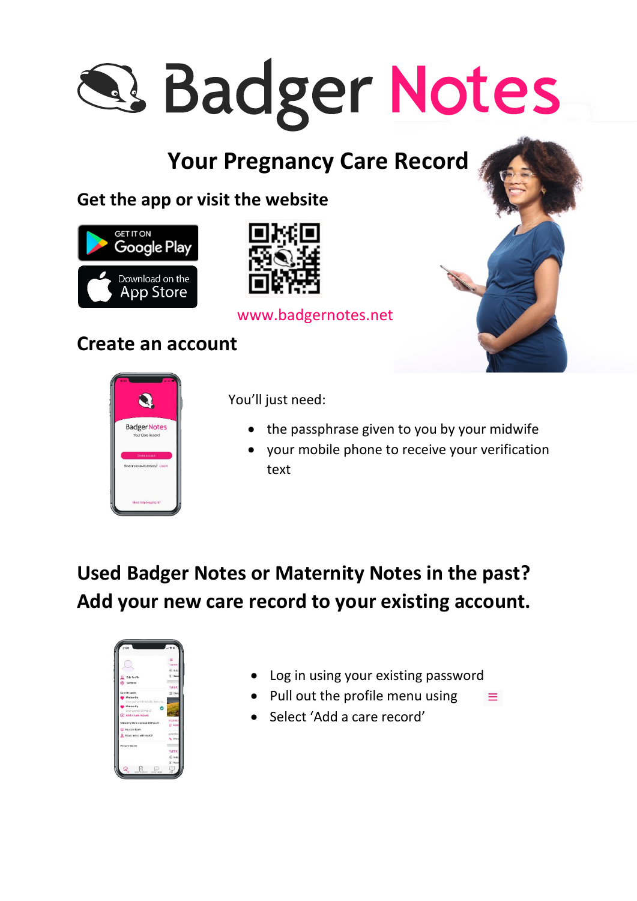# Badger Notes

## Your Pregnancy Care Record

### Get the app or visit the website

GET IT ON Google Play

Download on the App Store

www.badgernotes.net

### Create an account

You'll just need:

- the passphrase given to you by your midwife
- your mobile phone to receive your verification text

### Used Badger Notes or Maternity Notes in the past? Add your new care record to your existing account.

- Log in using your existing password
- Pull out the profile menu using ≡
- Select 'Add a care record'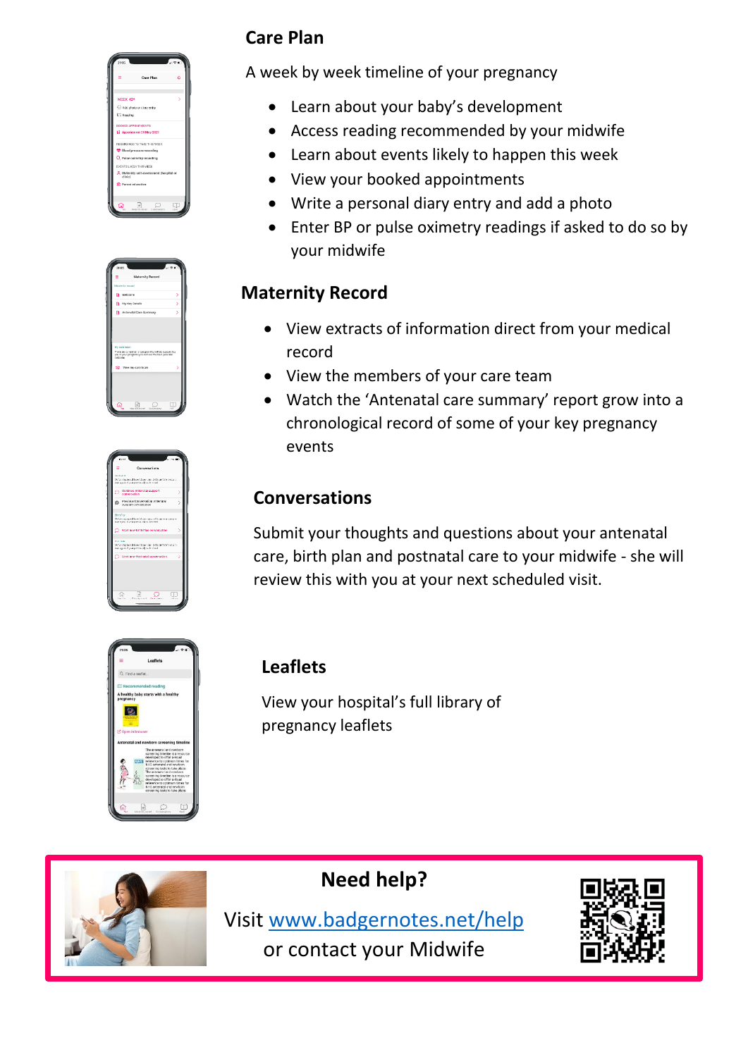## Care Plan

A week by week timeline of your pregnancy

- Learn about your baby's development
- Access reading recommended by your midwife
- Learn about events likely to happen this week
- View your booked appointments
- Write a personal diary entry and add a photo
- Enter BP or pulse oximetry readings if asked to do so by your midwife

## Maternity Record

- View extracts of information direct from your medical record
- View the members of your care team
- Watch the 'Antenatal care summary' report grow into a chronological record of some of your key pregnancy events

## Conversations

Submit your thoughts and questions about your antenatal care, birth plan and postnatal care to your midwife - she will review this with you at your next scheduled visit.

## Leaflets

View your hospital's full library of pregnancy leaflets

**Need help?**

Visit [www.badgernotes.net/help](http://www.badgernotes.net/help) or contact your Midwife